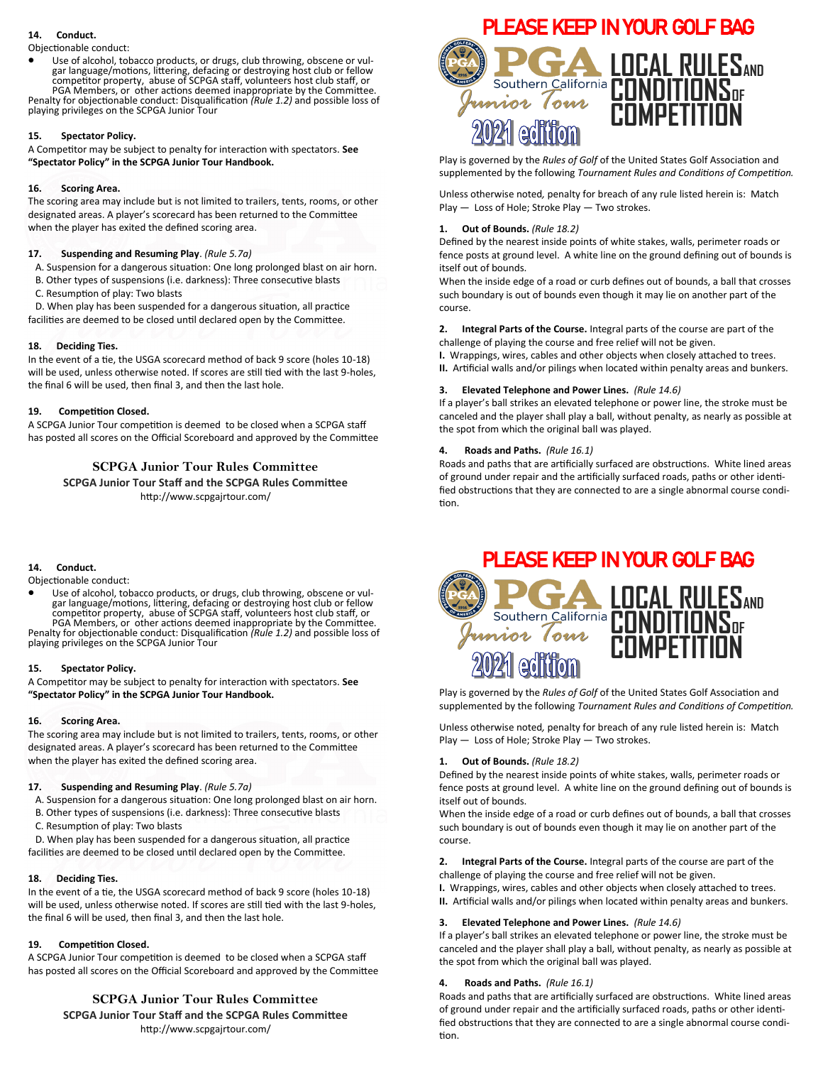**14. Conduct.**

Objectionable conduct:

- Use of alcohol, tobacco products, or drugs, club throwing, obscene or vulgar language/motions, littering, defacing or destroying host club or fellow competitor property, abuse of SCPGA staff, volunteers host club staff, or PGA Members, or other actions deemed inappropriate by the Committee.

Penalty for objectionable conduct: Disqualification *(Rule 1.2)* and possible loss of playing privileges on the SCPGA Junior Tour

**15. Spectator Policy.**

A Competitor may be subject to penalty for interaction with spectators. **See "Spectator Policy" in the SCPGA Junior Tour Handbook.**

**16. Scoring Area.**

The scoring area may include but is not limited to trailers, tents, rooms, or other designated areas. A player's scorecard has been returned to the Committee when the player has exited the defined scoring area.

**17. Suspending and Resuming Play**. *(Rule 5.7a)*

A. Suspension for a dangerous situation: One long prolonged blast on air horn.
B. Other types of suspensions (i.e. darkness): Three consecutive blasts
C. Resumption of play: Two blasts
D. When play has been suspended for a dangerous situation, all practice facilities are deemed to be closed until declared open by the Committee.

**18. Deciding Ties.**

In the event of a tie, the USGA scorecard method of back 9 score (holes 10-18) will be used, unless otherwise noted. If scores are still tied with the last 9-holes, the final 6 will be used, then final 3, and then the last hole.

**19. Competition Closed.**

A SCPGA Junior Tour competition is deemed to be closed when a SCPGA staff has posted all scores on the Official Scoreboard and approved by the Committee

**SCPGA Junior Tour Rules Committee**
**SCPGA Junior Tour Staff and the SCPGA Rules Committee**
http://www.scpgajrtour.com/

# PLEASE KEEP IN YOUR GOLF BAG

PGA Southern California Junior Tour

2021 edition

# LOCAL RULES AND CONDITIONS OF COMPETITION

Play is governed by the *Rules of Golf* of the United States Golf Association and supplemented by the following *Tournament Rules and Conditions of Competition.*

Unless otherwise noted, penalty for breach of any rule listed herein is: Match Play — Loss of Hole; Stroke Play — Two strokes.

**1. Out of Bounds.** *(Rule 18.2)*

Defined by the nearest inside points of white stakes, walls, perimeter roads or fence posts at ground level. A white line on the ground defining out of bounds is itself out of bounds.

When the inside edge of a road or curb defines out of bounds, a ball that crosses such boundary is out of bounds even though it may lie on another part of the course.

**2. Integral Parts of the Course.** Integral parts of the course are part of the challenge of playing the course and free relief will not be given.

**I.** Wrappings, wires, cables and other objects when closely attached to trees.
**II.** Artificial walls and/or pilings when located within penalty areas and bunkers.

**3. Elevated Telephone and Power Lines.** *(Rule 14.6)*

If a player's ball strikes an elevated telephone or power line, the stroke must be canceled and the player shall play a ball, without penalty, as nearly as possible at the spot from which the original ball was played.

**4. Roads and Paths.** *(Rule 16.1)*

Roads and paths that are artificially surfaced are obstructions. White lined areas of ground under repair and the artificially surfaced roads, paths or other identified obstructions that they are connected to are a single abnormal course condition.

**14. Conduct.**

Objectionable conduct:

- Use of alcohol, tobacco products, or drugs, club throwing, obscene or vulgar language/motions, littering, defacing or destroying host club or fellow competitor property, abuse of SCPGA staff, volunteers host club staff, or PGA Members, or other actions deemed inappropriate by the Committee.

Penalty for objectionable conduct: Disqualification *(Rule 1.2)* and possible loss of playing privileges on the SCPGA Junior Tour

**15. Spectator Policy.**

A Competitor may be subject to penalty for interaction with spectators. **See "Spectator Policy" in the SCPGA Junior Tour Handbook.**

**16. Scoring Area.**

The scoring area may include but is not limited to trailers, tents, rooms, or other designated areas. A player's scorecard has been returned to the Committee when the player has exited the defined scoring area.

**17. Suspending and Resuming Play**. *(Rule 5.7a)*

A. Suspension for a dangerous situation: One long prolonged blast on air horn.
B. Other types of suspensions (i.e. darkness): Three consecutive blasts
C. Resumption of play: Two blasts
D. When play has been suspended for a dangerous situation, all practice facilities are deemed to be closed until declared open by the Committee.

**18. Deciding Ties.**

In the event of a tie, the USGA scorecard method of back 9 score (holes 10-18) will be used, unless otherwise noted. If scores are still tied with the last 9-holes, the final 6 will be used, then final 3, and then the last hole.

**19. Competition Closed.**

A SCPGA Junior Tour competition is deemed to be closed when a SCPGA staff has posted all scores on the Official Scoreboard and approved by the Committee

**SCPGA Junior Tour Rules Committee**
**SCPGA Junior Tour Staff and the SCPGA Rules Committee**
http://www.scpgajrtour.com/

# PLEASE KEEP IN YOUR GOLF BAG

PGA Southern California Junior Tour

2021 edition

# LOCAL RULES AND CONDITIONS OF COMPETITION

Play is governed by the *Rules of Golf* of the United States Golf Association and supplemented by the following *Tournament Rules and Conditions of Competition.*

Unless otherwise noted, penalty for breach of any rule listed herein is: Match Play — Loss of Hole; Stroke Play — Two strokes.

**1. Out of Bounds.** *(Rule 18.2)*

Defined by the nearest inside points of white stakes, walls, perimeter roads or fence posts at ground level. A white line on the ground defining out of bounds is itself out of bounds.

When the inside edge of a road or curb defines out of bounds, a ball that crosses such boundary is out of bounds even though it may lie on another part of the course.

**2. Integral Parts of the Course.** Integral parts of the course are part of the challenge of playing the course and free relief will not be given.

**I.** Wrappings, wires, cables and other objects when closely attached to trees.
**II.** Artificial walls and/or pilings when located within penalty areas and bunkers.

**3. Elevated Telephone and Power Lines.** *(Rule 14.6)*

If a player's ball strikes an elevated telephone or power line, the stroke must be canceled and the player shall play a ball, without penalty, as nearly as possible at the spot from which the original ball was played.

**4. Roads and Paths.** *(Rule 16.1)*

Roads and paths that are artificially surfaced are obstructions. White lined areas of ground under repair and the artificially surfaced roads, paths or other identified obstructions that they are connected to are a single abnormal course condition.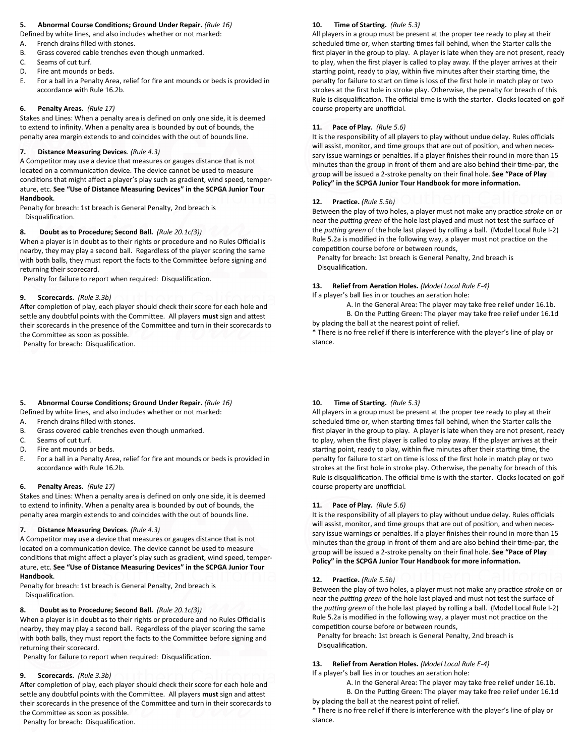**5. Abnormal Course Conditions; Ground Under Repair.** *(Rule 16)*
Defined by white lines, and also includes whether or not marked:

A. French drains filled with stones.
B. Grass covered cable trenches even though unmarked.
C. Seams of cut turf.
D. Fire ant mounds or beds.
E. For a ball in a Penalty Area, relief for fire ant mounds or beds is provided in accordance with Rule 16.2b.

**6. Penalty Areas.** *(Rule 17)*
Stakes and Lines: When a penalty area is defined on only one side, it is deemed to extend to infinity. When a penalty area is bounded by out of bounds, the penalty area margin extends to and coincides with the out of bounds line.

**7. Distance Measuring Devices**. *(Rule 4.3)*
A Competitor may use a device that measures or gauges distance that is not located on a communication device. The device cannot be used to measure conditions that might affect a player's play such as gradient, wind speed, temperature, etc. **See "Use of Distance Measuring Devices" in the SCPGA Junior Tour Handbook**.
Penalty for breach: 1st breach is General Penalty, 2nd breach is Disqualification.

**8. Doubt as to Procedure; Second Ball.** *(Rule 20.1c(3))*
When a player is in doubt as to their rights or procedure and no Rules Official is nearby, they may play a second ball. Regardless of the player scoring the same with both balls, they must report the facts to the Committee before signing and returning their scorecard.
Penalty for failure to report when required: Disqualification.

**9. Scorecards.** *(Rule 3.3b)*
After completion of play, each player should check their score for each hole and settle any doubtful points with the Committee. All players **must** sign and attest their scorecards in the presence of the Committee and turn in their scorecards to the Committee as soon as possible.
Penalty for breach: Disqualification.

**10. Time of Starting.** *(Rule 5.3)*
All players in a group must be present at the proper tee ready to play at their scheduled time or, when starting times fall behind, when the Starter calls the first player in the group to play. A player is late when they are not present, ready to play, when the first player is called to play away. If the player arrives at their starting point, ready to play, within five minutes after their starting time, the penalty for failure to start on time is loss of the first hole in match play or two strokes at the first hole in stroke play. Otherwise, the penalty for breach of this Rule is disqualification. The official time is with the starter. Clocks located on golf course property are unofficial.

**11. Pace of Play.** *(Rule 5.6)*
It is the responsibility of all players to play without undue delay. Rules officials will assist, monitor, and time groups that are out of position, and when necessary issue warnings or penalties. If a player finishes their round in more than 15 minutes than the group in front of them and are also behind their time-par, the group will be issued a 2-stroke penalty on their final hole. **See "Pace of Play Policy" in the SCPGA Junior Tour Handbook for more information.**

**12. Practice.** *(Rule 5.5b)*
Between the play of two holes, a player must not make any practice *stroke* on or near the *putting green* of the hole last played and must not test the surface of the *putting green* of the hole last played by rolling a ball. (Model Local Rule I-2) Rule 5.2a is modified in the following way, a player must not practice on the competition course before or between rounds,
Penalty for breach: 1st breach is General Penalty, 2nd breach is Disqualification.

**13. Relief from Aeration Holes.** *(Model Local Rule E-4)*
If a player's ball lies in or touches an aeration hole:

A. In the General Area: The player may take free relief under 16.1b.
B. On the Putting Green: The player may take free relief under 16.1d by placing the ball at the nearest point of relief.

* There is no free relief if there is interference with the player's line of play or stance.

**5. Abnormal Course Conditions; Ground Under Repair.** *(Rule 16)*
Defined by white lines, and also includes whether or not marked:

A. French drains filled with stones.
B. Grass covered cable trenches even though unmarked.
C. Seams of cut turf.
D. Fire ant mounds or beds.
E. For a ball in a Penalty Area, relief for fire ant mounds or beds is provided in accordance with Rule 16.2b.

**6. Penalty Areas.** *(Rule 17)*
Stakes and Lines: When a penalty area is defined on only one side, it is deemed to extend to infinity. When a penalty area is bounded by out of bounds, the penalty area margin extends to and coincides with the out of bounds line.

**7. Distance Measuring Devices**. *(Rule 4.3)*
A Competitor may use a device that measures or gauges distance that is not located on a communication device. The device cannot be used to measure conditions that might affect a player's play such as gradient, wind speed, temperature, etc. **See "Use of Distance Measuring Devices" in the SCPGA Junior Tour Handbook**.
Penalty for breach: 1st breach is General Penalty, 2nd breach is Disqualification.

**8. Doubt as to Procedure; Second Ball.** *(Rule 20.1c(3))*
When a player is in doubt as to their rights or procedure and no Rules Official is nearby, they may play a second ball. Regardless of the player scoring the same with both balls, they must report the facts to the Committee before signing and returning their scorecard.
Penalty for failure to report when required: Disqualification.

**9. Scorecards.** *(Rule 3.3b)*
After completion of play, each player should check their score for each hole and settle any doubtful points with the Committee. All players **must** sign and attest their scorecards in the presence of the Committee and turn in their scorecards to the Committee as soon as possible.
Penalty for breach: Disqualification.

**10. Time of Starting.** *(Rule 5.3)*
All players in a group must be present at the proper tee ready to play at their scheduled time or, when starting times fall behind, when the Starter calls the first player in the group to play. A player is late when they are not present, ready to play, when the first player is called to play away. If the player arrives at their starting point, ready to play, within five minutes after their starting time, the penalty for failure to start on time is loss of the first hole in match play or two strokes at the first hole in stroke play. Otherwise, the penalty for breach of this Rule is disqualification. The official time is with the starter. Clocks located on golf course property are unofficial.

**11. Pace of Play.** *(Rule 5.6)*
It is the responsibility of all players to play without undue delay. Rules officials will assist, monitor, and time groups that are out of position, and when necessary issue warnings or penalties. If a player finishes their round in more than 15 minutes than the group in front of them and are also behind their time-par, the group will be issued a 2-stroke penalty on their final hole. **See "Pace of Play Policy" in the SCPGA Junior Tour Handbook for more information.**

**12. Practice.** *(Rule 5.5b)*
Between the play of two holes, a player must not make any practice *stroke* on or near the *putting green* of the hole last played and must not test the surface of the *putting green* of the hole last played by rolling a ball. (Model Local Rule I-2) Rule 5.2a is modified in the following way, a player must not practice on the competition course before or between rounds,
Penalty for breach: 1st breach is General Penalty, 2nd breach is Disqualification.

**13. Relief from Aeration Holes.** *(Model Local Rule E-4)*
If a player's ball lies in or touches an aeration hole:

A. In the General Area: The player may take free relief under 16.1b.
B. On the Putting Green: The player may take free relief under 16.1d by placing the ball at the nearest point of relief.

* There is no free relief if there is interference with the player's line of play or stance.